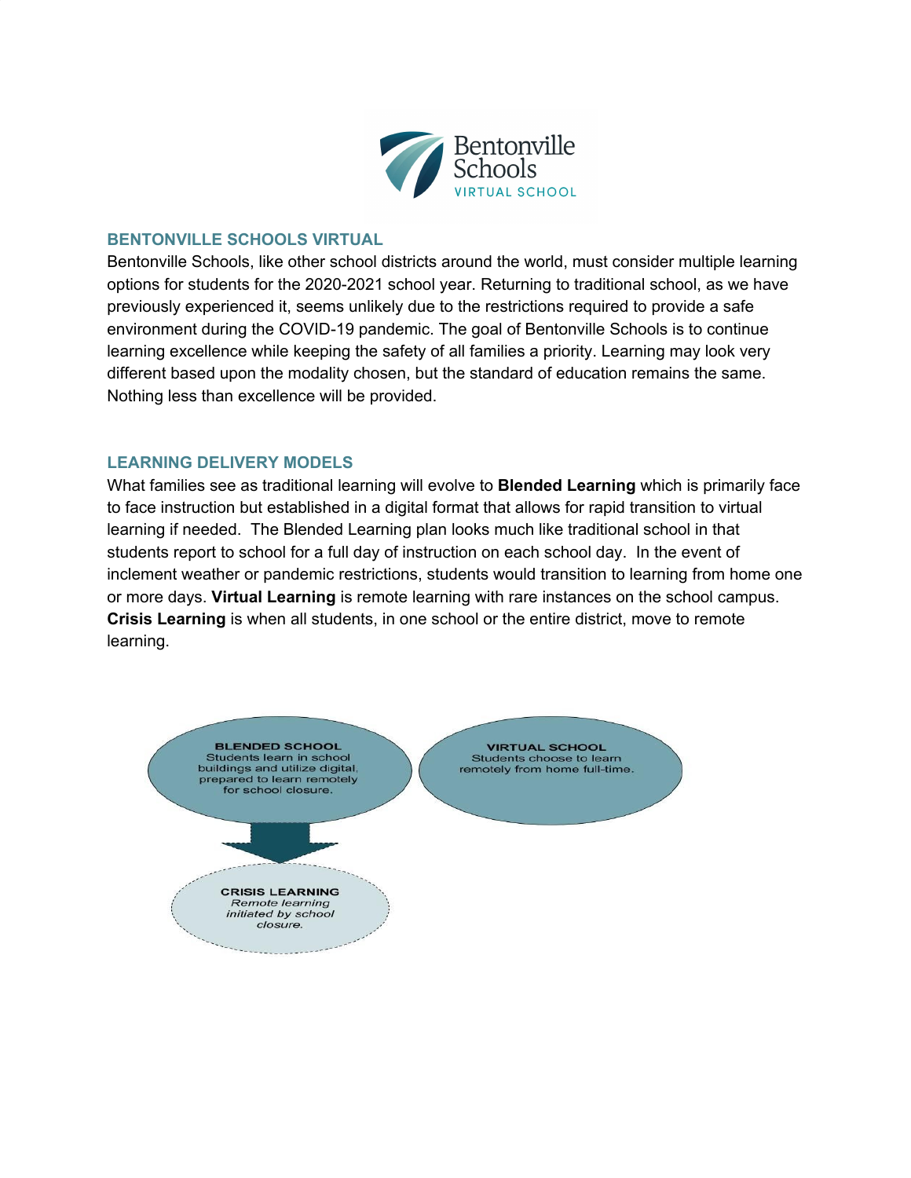Bentonville Schools
VIRTUAL SCHOOL

## BENTONVILLE SCHOOLS VIRTUAL

Bentonville Schools, like other school districts around the world, must consider multiple learning options for students for the 2020-2021 school year. Returning to traditional school, as we have previously experienced it, seems unlikely due to the restrictions required to provide a safe environment during the COVID-19 pandemic. The goal of Bentonville Schools is to continue learning excellence while keeping the safety of all families a priority. Learning may look very different based upon the modality chosen, but the standard of education remains the same. Nothing less than excellence will be provided.

## LEARNING DELIVERY MODELS

What families see as traditional learning will evolve to **Blended Learning** which is primarily face to face instruction but established in a digital format that allows for rapid transition to virtual learning if needed. The Blended Learning plan looks much like traditional school in that students report to school for a full day of instruction on each school day. In the event of inclement weather or pandemic restrictions, students would transition to learning from home one or more days. **Virtual Learning** is remote learning with rare instances on the school campus. **Crisis Learning** is when all students, in one school or the entire district, move to remote learning.

**BLENDED SCHOOL**
Students learn in school buildings and utilize digital, prepared to learn remotely for school closure.

**VIRTUAL SCHOOL**
Students choose to learn remotely from home full-time.

**CRISIS LEARNING**
*Remote learning initiated by school closure.*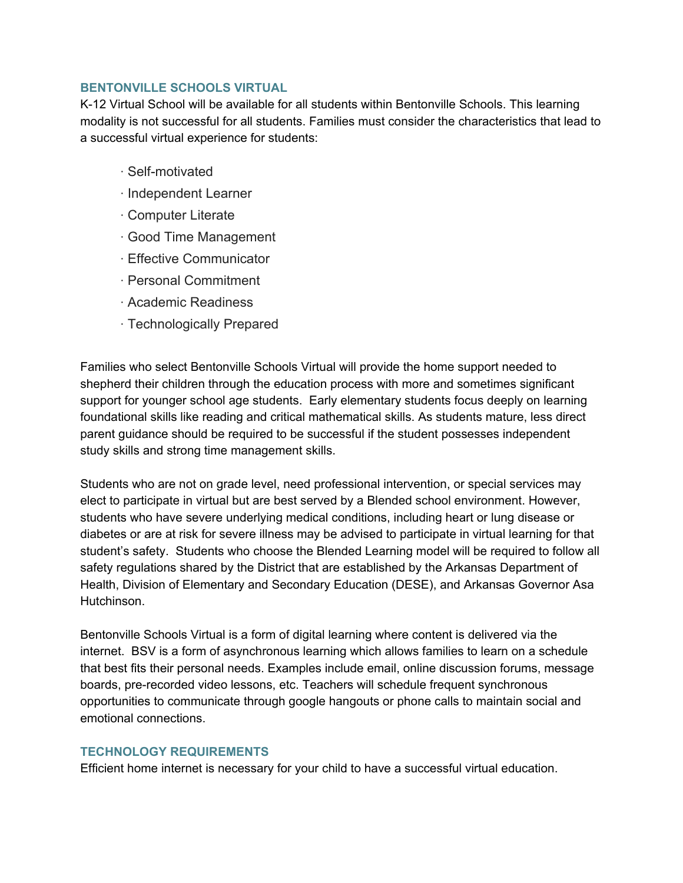## BENTONVILLE SCHOOLS VIRTUAL

K-12 Virtual School will be available for all students within Bentonville Schools. This learning modality is not successful for all students. Families must consider the characteristics that lead to a successful virtual experience for students:

- Self-motivated
- Independent Learner
- Computer Literate
- Good Time Management
- Effective Communicator
- Personal Commitment
- Academic Readiness
- Technologically Prepared

Families who select Bentonville Schools Virtual will provide the home support needed to shepherd their children through the education process with more and sometimes significant support for younger school age students. Early elementary students focus deeply on learning foundational skills like reading and critical mathematical skills. As students mature, less direct parent guidance should be required to be successful if the student possesses independent study skills and strong time management skills.

Students who are not on grade level, need professional intervention, or special services may elect to participate in virtual but are best served by a Blended school environment. However, students who have severe underlying medical conditions, including heart or lung disease or diabetes or are at risk for severe illness may be advised to participate in virtual learning for that student's safety. Students who choose the Blended Learning model will be required to follow all safety regulations shared by the District that are established by the Arkansas Department of Health, Division of Elementary and Secondary Education (DESE), and Arkansas Governor Asa Hutchinson.

Bentonville Schools Virtual is a form of digital learning where content is delivered via the internet. BSV is a form of asynchronous learning which allows families to learn on a schedule that best fits their personal needs. Examples include email, online discussion forums, message boards, pre-recorded video lessons, etc. Teachers will schedule frequent synchronous opportunities to communicate through google hangouts or phone calls to maintain social and emotional connections.

## TECHNOLOGY REQUIREMENTS

Efficient home internet is necessary for your child to have a successful virtual education.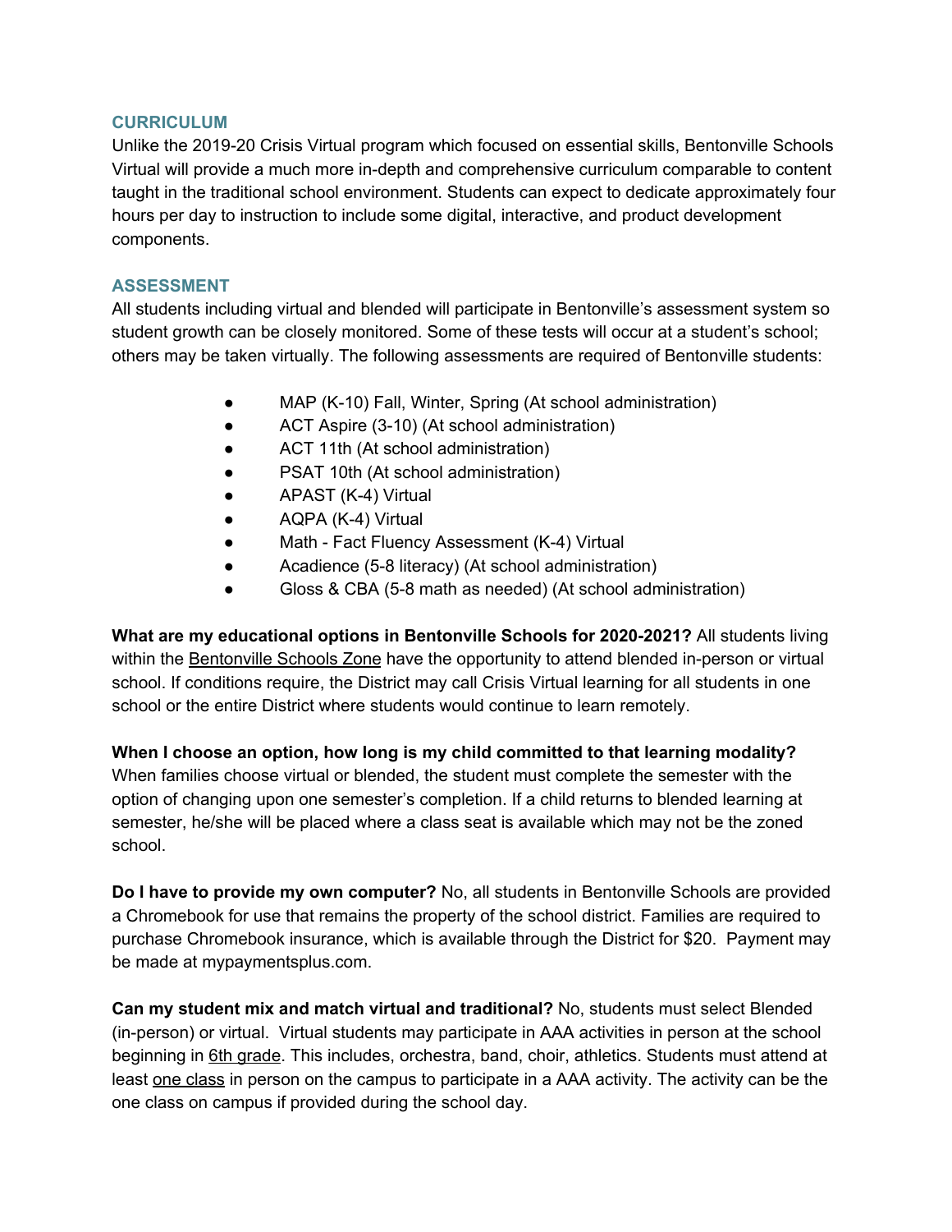## CURRICULUM

Unlike the 2019-20 Crisis Virtual program which focused on essential skills, Bentonville Schools Virtual will provide a much more in-depth and comprehensive curriculum comparable to content taught in the traditional school environment. Students can expect to dedicate approximately four hours per day to instruction to include some digital, interactive, and product development components.

## ASSESSMENT

All students including virtual and blended will participate in Bentonville's assessment system so student growth can be closely monitored. Some of these tests will occur at a student's school; others may be taken virtually. The following assessments are required of Bentonville students:

- MAP (K-10) Fall, Winter, Spring (At school administration)
- ACT Aspire (3-10) (At school administration)
- ACT 11th (At school administration)
- PSAT 10th (At school administration)
- APAST (K-4) Virtual
- AQPA (K-4) Virtual
- Math - Fact Fluency Assessment (K-4) Virtual
- Acadience (5-8 literacy) (At school administration)
- Gloss & CBA (5-8 math as needed) (At school administration)

**What are my educational options in Bentonville Schools for 2020-2021?** All students living within the Bentonville Schools Zone have the opportunity to attend blended in-person or virtual school. If conditions require, the District may call Crisis Virtual learning for all students in one school or the entire District where students would continue to learn remotely.

**When I choose an option, how long is my child committed to that learning modality?** When families choose virtual or blended, the student must complete the semester with the option of changing upon one semester's completion. If a child returns to blended learning at semester, he/she will be placed where a class seat is available which may not be the zoned school.

**Do I have to provide my own computer?** No, all students in Bentonville Schools are provided a Chromebook for use that remains the property of the school district. Families are required to purchase Chromebook insurance, which is available through the District for $20. Payment may be made at mypaymentsplus.com.

**Can my student mix and match virtual and traditional?** No, students must select Blended (in-person) or virtual. Virtual students may participate in AAA activities in person at the school beginning in 6th grade. This includes, orchestra, band, choir, athletics. Students must attend at least one class in person on the campus to participate in a AAA activity. The activity can be the one class on campus if provided during the school day.